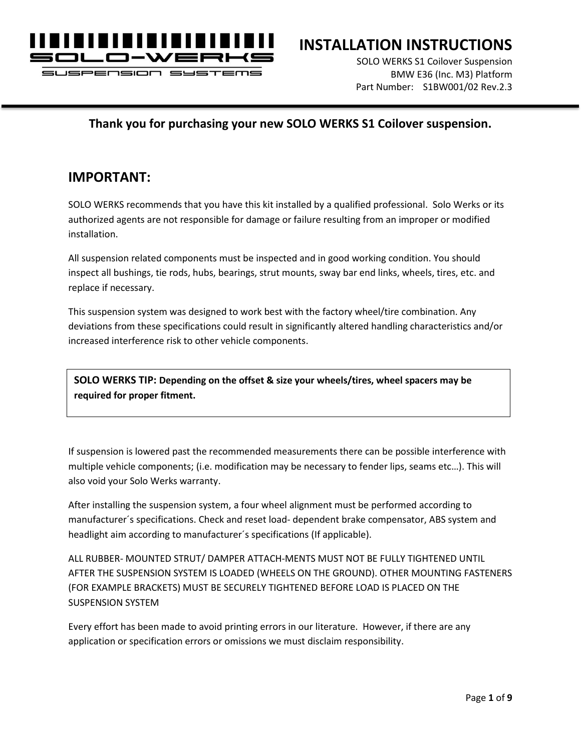# INSTALLATION INSTRUCTIONS

SOLO WERKS S1 Coilover Suspension
BMW E36 (Inc. M3) Platform
Part Number: S1BW001/02 Rev.2.3

**Thank you for purchasing your new SOLO WERKS S1 Coilover suspension.**

## IMPORTANT:

SOLO WERKS recommends that you have this kit installed by a qualified professional. Solo Werks or its authorized agents are not responsible for damage or failure resulting from an improper or modified installation.

All suspension related components must be inspected and in good working condition. You should inspect all bushings, tie rods, hubs, bearings, strut mounts, sway bar end links, wheels, tires, etc. and replace if necessary.

This suspension system was designed to work best with the factory wheel/tire combination. Any deviations from these specifications could result in significantly altered handling characteristics and/or increased interference risk to other vehicle components.

> **SOLO WERKS TIP: Depending on the offset & size your wheels/tires, wheel spacers may be required for proper fitment.**

If suspension is lowered past the recommended measurements there can be possible interference with multiple vehicle components; (i.e. modification may be necessary to fender lips, seams etc…). This will also void your Solo Werks warranty.

After installing the suspension system, a four wheel alignment must be performed according to manufacturer´s specifications. Check and reset load- dependent brake compensator, ABS system and headlight aim according to manufacturer´s specifications (If applicable).

ALL RUBBER- MOUNTED STRUT/ DAMPER ATTACH-MENTS MUST NOT BE FULLY TIGHTENED UNTIL AFTER THE SUSPENSION SYSTEM IS LOADED (WHEELS ON THE GROUND). OTHER MOUNTING FASTENERS (FOR EXAMPLE BRACKETS) MUST BE SECURELY TIGHTENED BEFORE LOAD IS PLACED ON THE SUSPENSION SYSTEM

Every effort has been made to avoid printing errors in our literature. However, if there are any application or specification errors or omissions we must disclaim responsibility.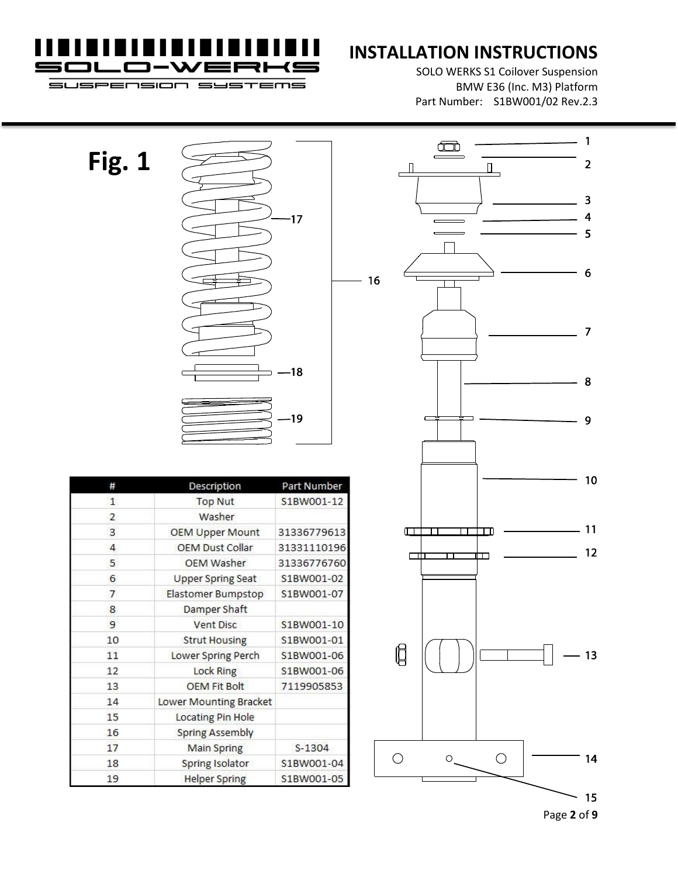# Fig. 1

| # | Description | Part Number |
|---|---|---|
| 1 | Top Nut | S1BW001-12 |
| 2 | Washer | |
| 3 | OEM Upper Mount | 31336779613 |
| 4 | OEM Dust Collar | 31331110196 |
| 5 | OEM Washer | 31336776760 |
| 6 | Upper Spring Seat | S1BW001-02 |
| 7 | Elastomer Bumpstop | S1BW001-07 |
| 8 | Damper Shaft | |
| 9 | Vent Disc | S1BW001-10 |
| 10 | Strut Housing | S1BW001-01 |
| 11 | Lower Spring Perch | S1BW001-06 |
| 12 | Lock Ring | S1BW001-06 |
| 13 | OEM Fit Bolt | 7119905853 |
| 14 | Lower Mounting Bracket | |
| 15 | Locating Pin Hole | |
| 16 | Spring Assembly | |
| 17 | Main Spring | S-1304 |
| 18 | Spring Isolator | S1BW001-04 |
| 19 | Helper Spring | S1BW001-05 |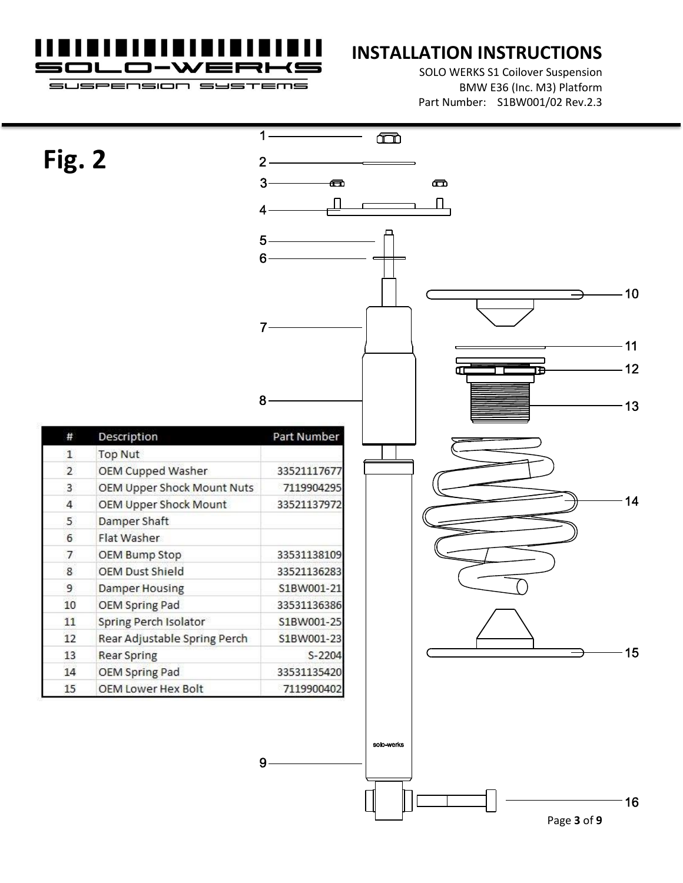# INSTALLATION INSTRUCTIONS

SOLO WERKS S1 Coilover Suspension
BMW E36 (Inc. M3) Platform
Part Number: S1BW001/02 Rev.2.3

## Fig. 2

| # | Description | Part Number |
|---|---|---|
| 1 | Top Nut | |
| 2 | OEM Cupped Washer | 33521117677 |
| 3 | OEM Upper Shock Mount Nuts | 7119904295 |
| 4 | OEM Upper Shock Mount | 33521137972 |
| 5 | Damper Shaft | |
| 6 | Flat Washer | |
| 7 | OEM Bump Stop | 33531138109 |
| 8 | OEM Dust Shield | 33521136283 |
| 9 | Damper Housing | S1BW001-21 |
| 10 | OEM Spring Pad | 33531136386 |
| 11 | Spring Perch Isolator | S1BW001-25 |
| 12 | Rear Adjustable Spring Perch | S1BW001-23 |
| 13 | Rear Spring | S-2204 |
| 14 | OEM Spring Pad | 33531135420 |
| 15 | OEM Lower Hex Bolt | 7119900402 |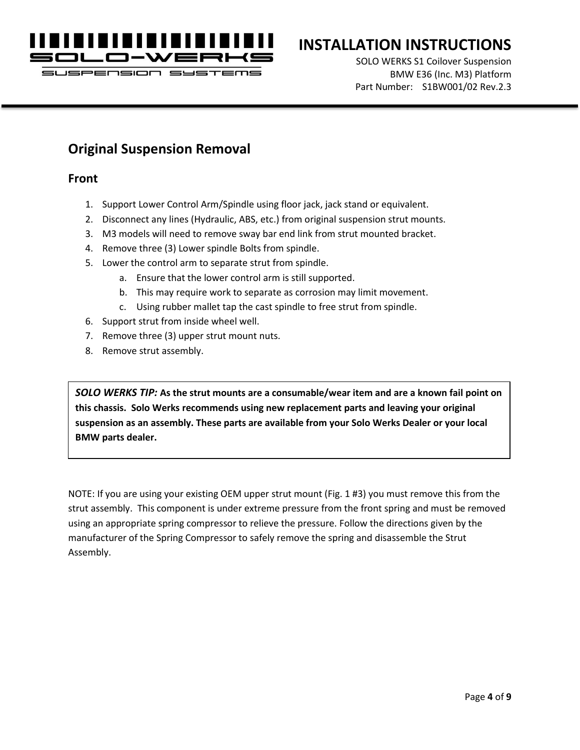## Original Suspension Removal

### Front

1. Support Lower Control Arm/Spindle using floor jack, jack stand or equivalent.
2. Disconnect any lines (Hydraulic, ABS, etc.) from original suspension strut mounts.
3. M3 models will need to remove sway bar end link from strut mounted bracket.
4. Remove three (3) Lower spindle Bolts from spindle.
5. Lower the control arm to separate strut from spindle.
    a. Ensure that the lower control arm is still supported.
    b. This may require work to separate as corrosion may limit movement.
    c. Using rubber mallet tap the cast spindle to free strut from spindle.
6. Support strut from inside wheel well.
7. Remove three (3) upper strut mount nuts.
8. Remove strut assembly.

> ***SOLO WERKS TIP:*** **As the strut mounts are a consumable/wear item and are a known fail point on this chassis. Solo Werks recommends using new replacement parts and leaving your original suspension as an assembly. These parts are available from your Solo Werks Dealer or your local BMW parts dealer.**

NOTE: If you are using your existing OEM upper strut mount (Fig. 1 #3) you must remove this from the strut assembly. This component is under extreme pressure from the front spring and must be removed using an appropriate spring compressor to relieve the pressure. Follow the directions given by the manufacturer of the Spring Compressor to safely remove the spring and disassemble the Strut Assembly.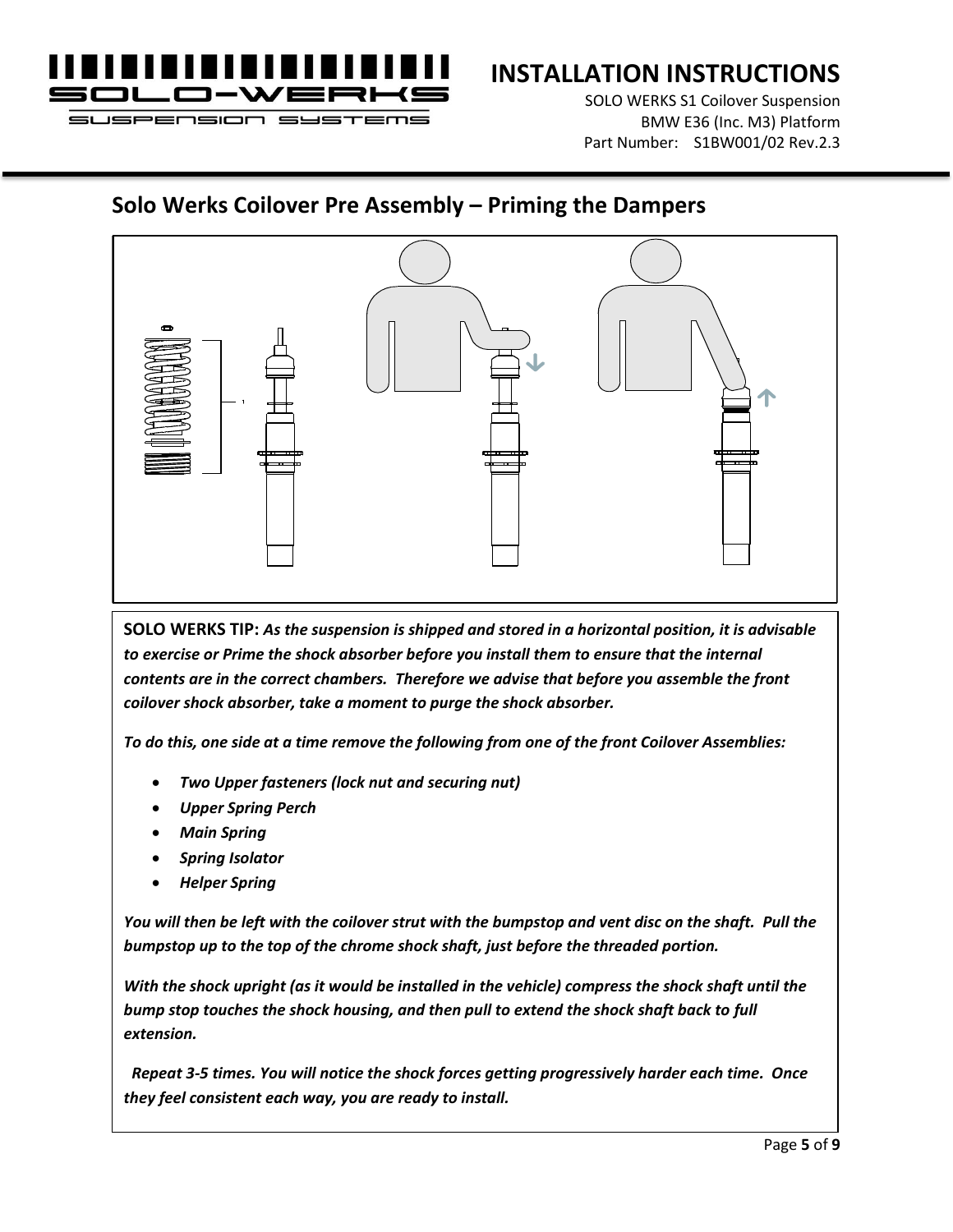## Solo Werks Coilover Pre Assembly – Priming the Dampers

**SOLO WERKS TIP:** ***As the suspension is shipped and stored in a horizontal position, it is advisable to exercise or Prime the shock absorber before you install them to ensure that the internal contents are in the correct chambers. Therefore we advise that before you assemble the front coilover shock absorber, take a moment to purge the shock absorber.***

***To do this, one side at a time remove the following from one of the front Coilover Assemblies:***

- ***Two Upper fasteners (lock nut and securing nut)***
- ***Upper Spring Perch***
- ***Main Spring***
- ***Spring Isolator***
- ***Helper Spring***

***You will then be left with the coilover strut with the bumpstop and vent disc on the shaft. Pull the bumpstop up to the top of the chrome shock shaft, just before the threaded portion.***

***With the shock upright (as it would be installed in the vehicle) compress the shock shaft until the bump stop touches the shock housing, and then pull to extend the shock shaft back to full extension.***

***Repeat 3-5 times. You will notice the shock forces getting progressively harder each time. Once they feel consistent each way, you are ready to install.***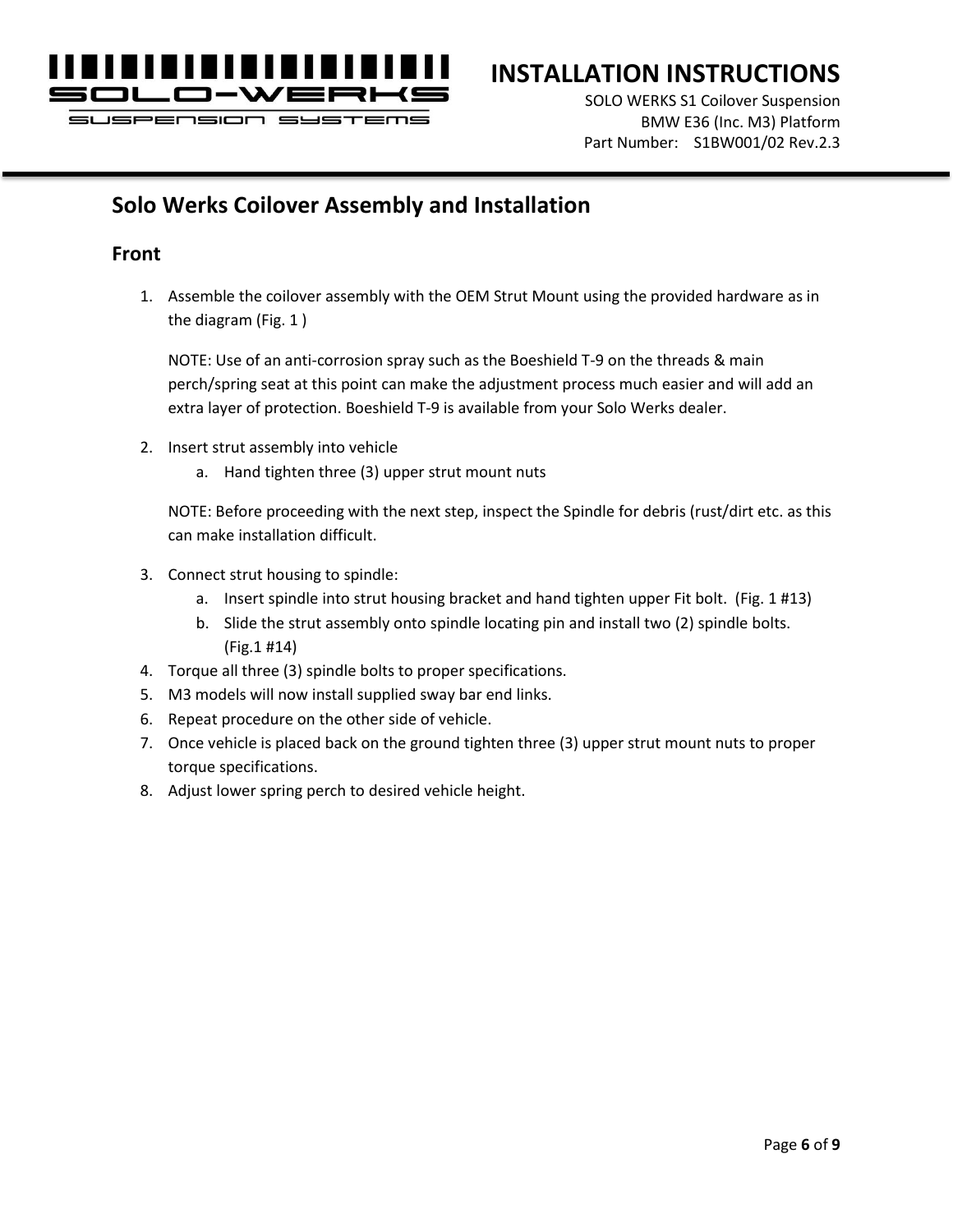## Solo Werks Coilover Assembly and Installation

### Front

1. Assemble the coilover assembly with the OEM Strut Mount using the provided hardware as in the diagram (Fig. 1 )

   NOTE: Use of an anti-corrosion spray such as the Boeshield T-9 on the threads & main perch/spring seat at this point can make the adjustment process much easier and will add an extra layer of protection. Boeshield T-9 is available from your Solo Werks dealer.

2. Insert strut assembly into vehicle
   a. Hand tighten three (3) upper strut mount nuts

   NOTE: Before proceeding with the next step, inspect the Spindle for debris (rust/dirt etc. as this can make installation difficult.

3. Connect strut housing to spindle:
   a. Insert spindle into strut housing bracket and hand tighten upper Fit bolt. (Fig. 1 #13)
   b. Slide the strut assembly onto spindle locating pin and install two (2) spindle bolts. (Fig.1 #14)
4. Torque all three (3) spindle bolts to proper specifications.
5. M3 models will now install supplied sway bar end links.
6. Repeat procedure on the other side of vehicle.
7. Once vehicle is placed back on the ground tighten three (3) upper strut mount nuts to proper torque specifications.
8. Adjust lower spring perch to desired vehicle height.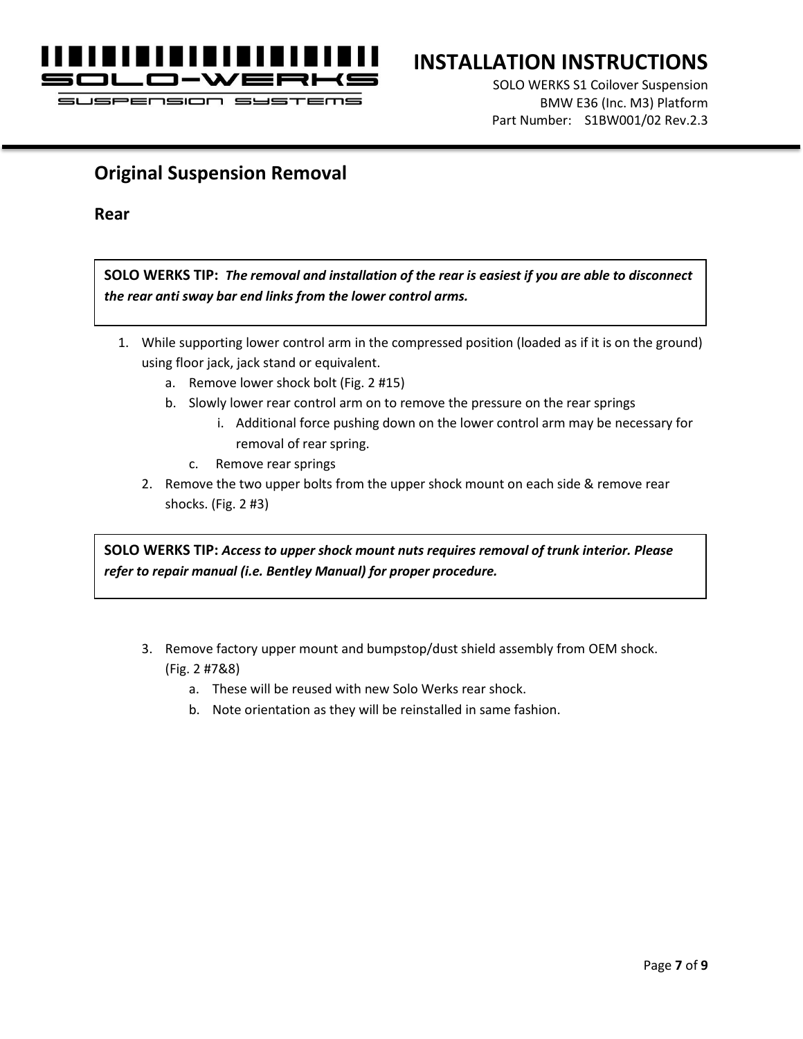## Original Suspension Removal

### Rear

> **SOLO WERKS TIP:** ***The removal and installation of the rear is easiest if you are able to disconnect the rear anti sway bar end links from the lower control arms.***

1. While supporting lower control arm in the compressed position (loaded as if it is on the ground) using floor jack, jack stand or equivalent.
   a. Remove lower shock bolt (Fig. 2 #15)
   b. Slowly lower rear control arm on to remove the pressure on the rear springs
      i. Additional force pushing down on the lower control arm may be necessary for removal of rear spring.
   c. Remove rear springs
2. Remove the two upper bolts from the upper shock mount on each side & remove rear shocks. (Fig. 2 #3)

> **SOLO WERKS TIP:** ***Access to upper shock mount nuts requires removal of trunk interior. Please refer to repair manual (i.e. Bentley Manual) for proper procedure.***

3. Remove factory upper mount and bumpstop/dust shield assembly from OEM shock. (Fig. 2 #7&8)
   a. These will be reused with new Solo Werks rear shock.
   b. Note orientation as they will be reinstalled in same fashion.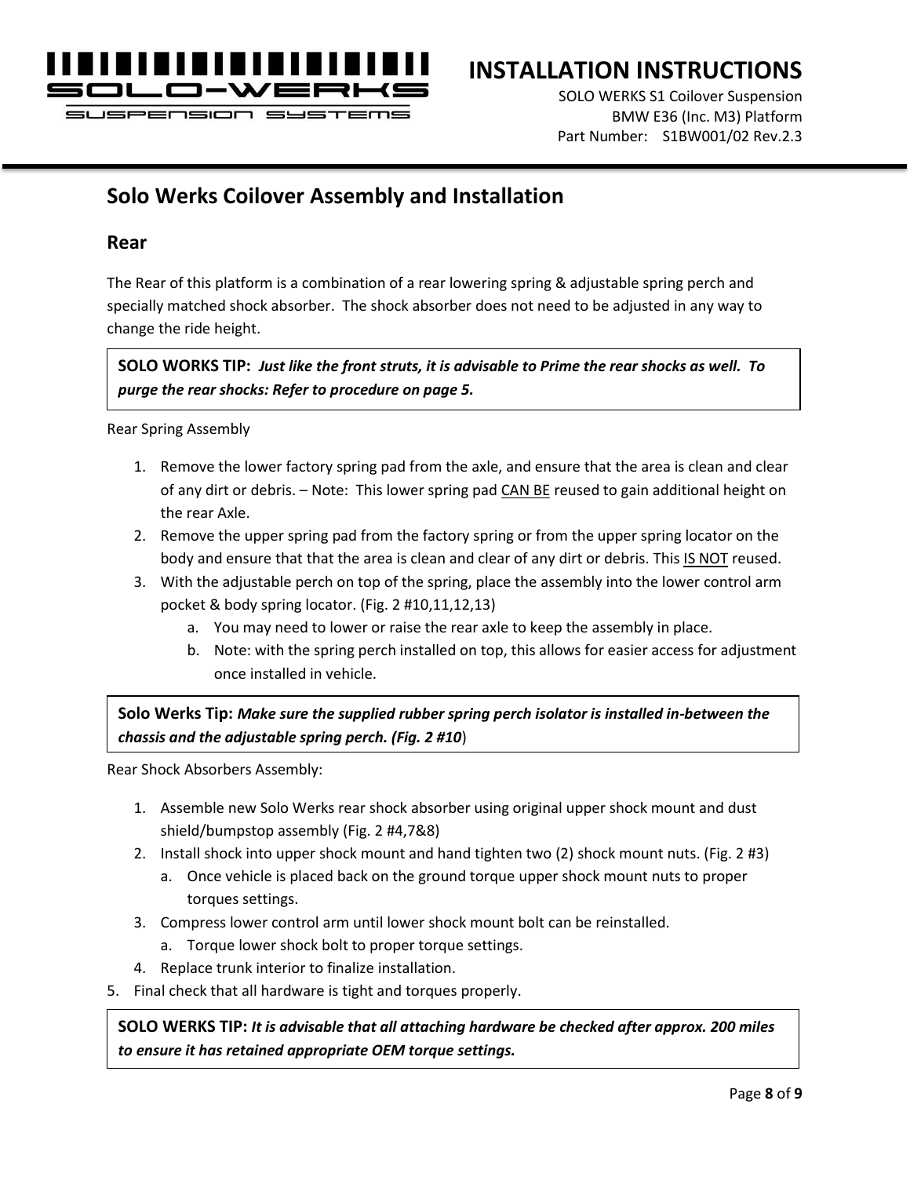## Solo Werks Coilover Assembly and Installation

### Rear

The Rear of this platform is a combination of a rear lowering spring & adjustable spring perch and specially matched shock absorber. The shock absorber does not need to be adjusted in any way to change the ride height.

> **SOLO WORKS TIP:** ***Just like the front struts, it is advisable to Prime the rear shocks as well. To purge the rear shocks: Refer to procedure on page 5.***

Rear Spring Assembly

1. Remove the lower factory spring pad from the axle, and ensure that the area is clean and clear of any dirt or debris. – Note: This lower spring pad <u>CAN BE</u> reused to gain additional height on the rear Axle.
2. Remove the upper spring pad from the factory spring or from the upper spring locator on the body and ensure that that the area is clean and clear of any dirt or debris. This <u>IS NOT</u> reused.
3. With the adjustable perch on top of the spring, place the assembly into the lower control arm pocket & body spring locator. (Fig. 2 #10,11,12,13)
   a. You may need to lower or raise the rear axle to keep the assembly in place.
   b. Note: with the spring perch installed on top, this allows for easier access for adjustment once installed in vehicle.

> **Solo Werks Tip:** ***Make sure the supplied rubber spring perch isolator is installed in-between the chassis and the adjustable spring perch. (Fig. 2 #10)***

Rear Shock Absorbers Assembly:

1. Assemble new Solo Werks rear shock absorber using original upper shock mount and dust shield/bumpstop assembly (Fig. 2 #4,7&8)
2. Install shock into upper shock mount and hand tighten two (2) shock mount nuts. (Fig. 2 #3)
   a. Once vehicle is placed back on the ground torque upper shock mount nuts to proper torques settings.
3. Compress lower control arm until lower shock mount bolt can be reinstalled.
   a. Torque lower shock bolt to proper torque settings.
4. Replace trunk interior to finalize installation.
5. Final check that all hardware is tight and torques properly.

> **SOLO WERKS TIP:** ***It is advisable that all attaching hardware be checked after approx. 200 miles to ensure it has retained appropriate OEM torque settings.***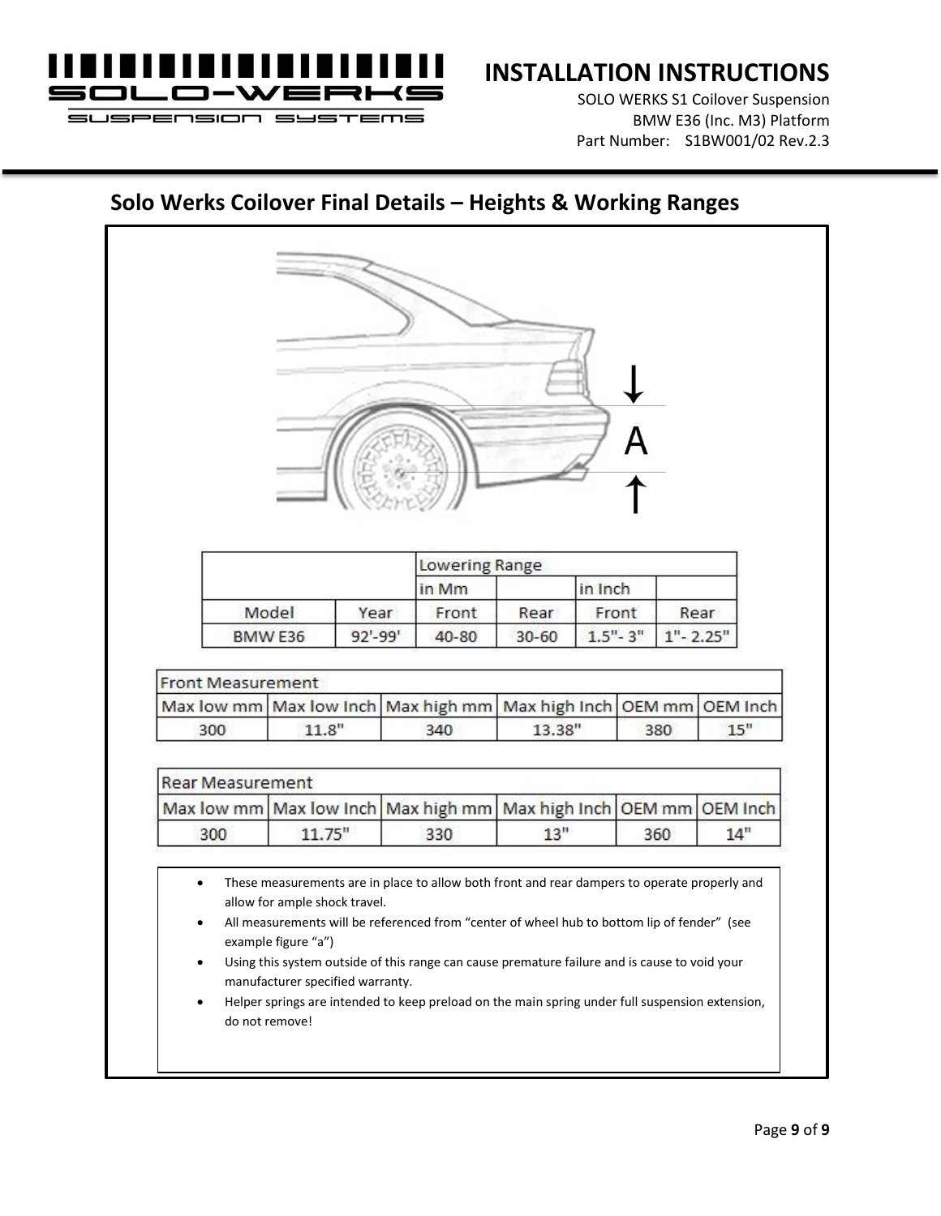## Solo Werks Coilover Final Details – Heights & Working Ranges

A

| | | Lowering Range | | | |
|---|---|---|---|---|---|
| | | in Mm | | in Inch | |
| Model | Year | Front | Rear | Front | Rear |
| BMW E36 | 92'-99' | 40-80 | 30-60 | 1.5"- 3" | 1"- 2.25" |

| Front Measurement | | | | | |
|---|---|---|---|---|---|
| Max low mm | Max low Inch | Max high mm | Max high Inch | OEM mm | OEM Inch |
| 300 | 11.8" | 340 | 13.38" | 380 | 15" |

| Rear Measurement | | | | | |
|---|---|---|---|---|---|
| Max low mm | Max low Inch | Max high mm | Max high Inch | OEM mm | OEM Inch |
| 300 | 11.75" | 330 | 13" | 360 | 14" |

- These measurements are in place to allow both front and rear dampers to operate properly and allow for ample shock travel.
- All measurements will be referenced from "center of wheel hub to bottom lip of fender" (see example figure "a")
- Using this system outside of this range can cause premature failure and is cause to void your manufacturer specified warranty.
- Helper springs are intended to keep preload on the main spring under full suspension extension, do not remove!